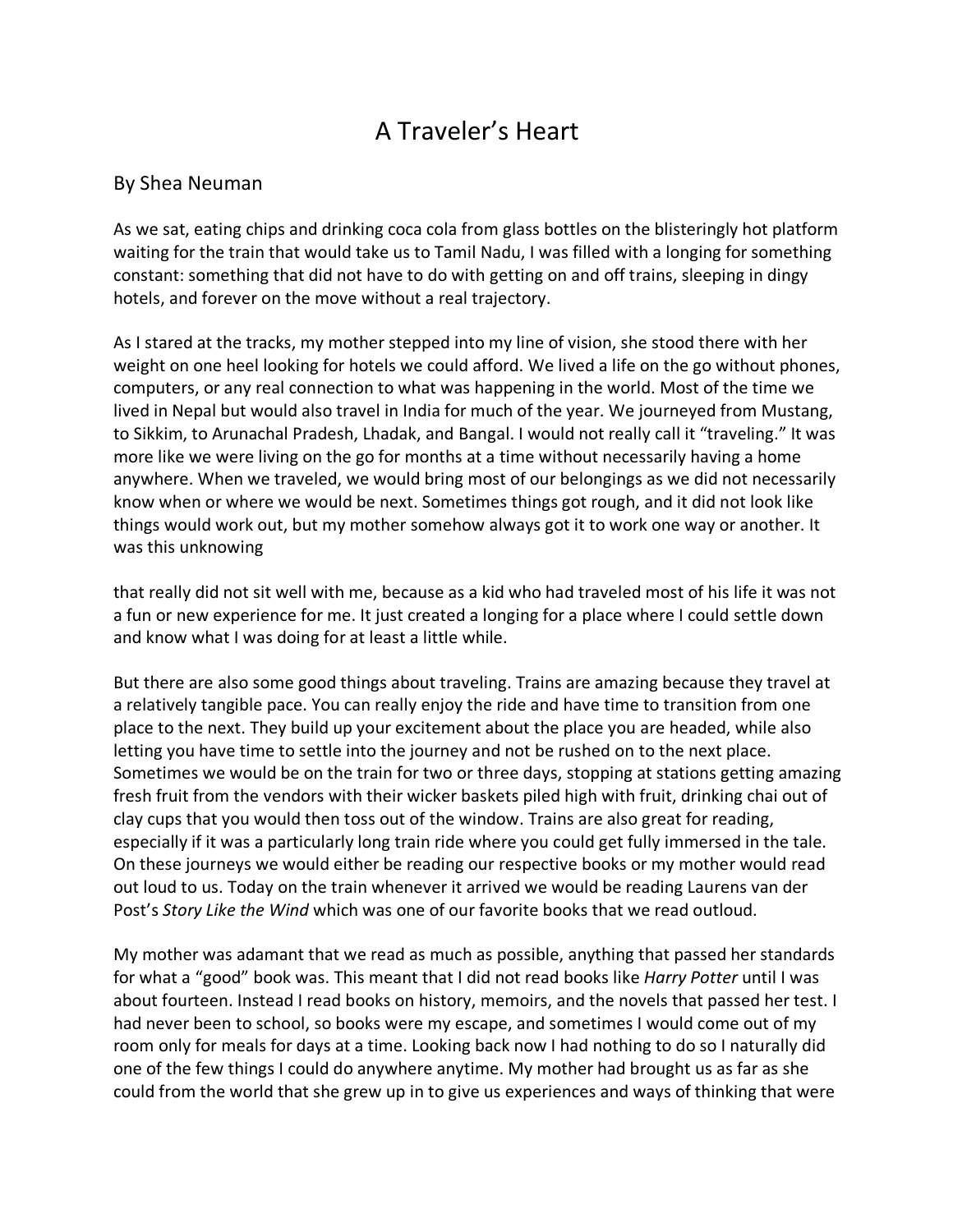# A Traveler's Heart

By Shea Neuman

As we sat, eating chips and drinking coca cola from glass bottles on the blisteringly hot platform waiting for the train that would take us to Tamil Nadu, I was filled with a longing for something constant: something that did not have to do with getting on and off trains, sleeping in dingy hotels, and forever on the move without a real trajectory.

As I stared at the tracks, my mother stepped into my line of vision, she stood there with her weight on one heel looking for hotels we could afford. We lived a life on the go without phones, computers, or any real connection to what was happening in the world. Most of the time we lived in Nepal but would also travel in India for much of the year. We journeyed from Mustang, to Sikkim, to Arunachal Pradesh, Lhadak, and Bangal. I would not really call it "traveling." It was more like we were living on the go for months at a time without necessarily having a home anywhere. When we traveled, we would bring most of our belongings as we did not necessarily know when or where we would be next. Sometimes things got rough, and it did not look like things would work out, but my mother somehow always got it to work one way or another. It was this unknowing

that really did not sit well with me, because as a kid who had traveled most of his life it was not a fun or new experience for me. It just created a longing for a place where I could settle down and know what I was doing for at least a little while.

But there are also some good things about traveling. Trains are amazing because they travel at a relatively tangible pace. You can really enjoy the ride and have time to transition from one place to the next. They build up your excitement about the place you are headed, while also letting you have time to settle into the journey and not be rushed on to the next place. Sometimes we would be on the train for two or three days, stopping at stations getting amazing fresh fruit from the vendors with their wicker baskets piled high with fruit, drinking chai out of clay cups that you would then toss out of the window. Trains are also great for reading, especially if it was a particularly long train ride where you could get fully immersed in the tale. On these journeys we would either be reading our respective books or my mother would read out loud to us. Today on the train whenever it arrived we would be reading Laurens van der Post's *Story Like the Wind* which was one of our favorite books that we read outloud.

My mother was adamant that we read as much as possible, anything that passed her standards for what a "good" book was. This meant that I did not read books like *Harry Potter* until I was about fourteen. Instead I read books on history, memoirs, and the novels that passed her test. I had never been to school, so books were my escape, and sometimes I would come out of my room only for meals for days at a time. Looking back now I had nothing to do so I naturally did one of the few things I could do anywhere anytime. My mother had brought us as far as she could from the world that she grew up in to give us experiences and ways of thinking that were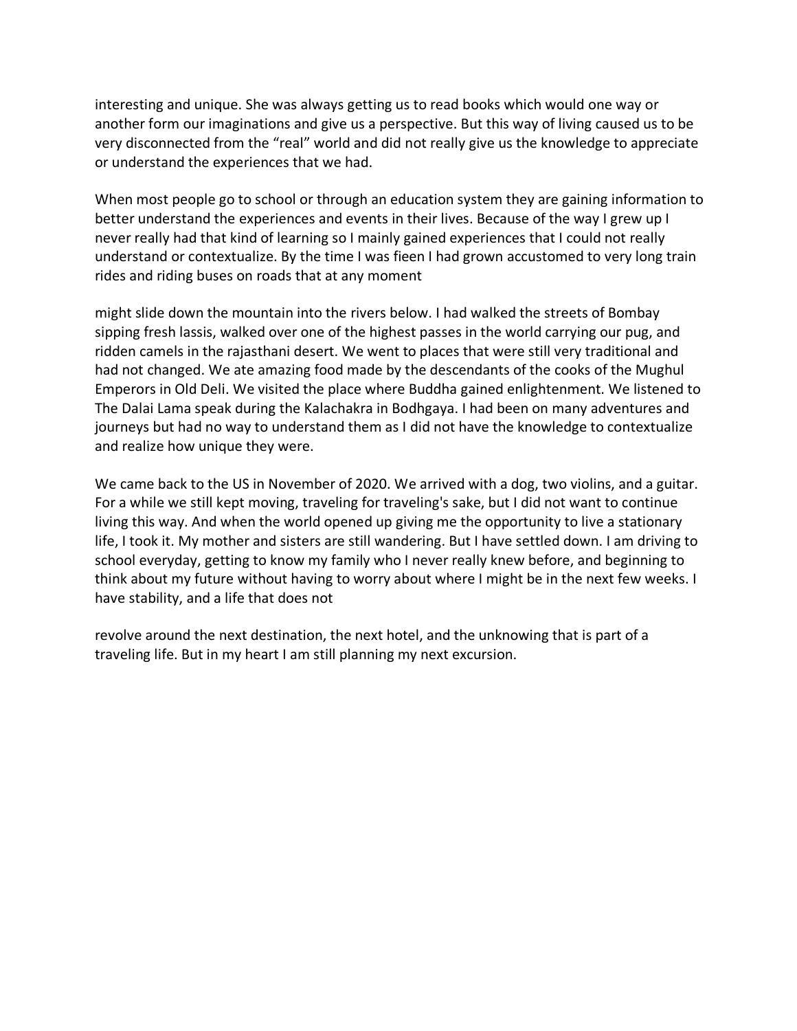interesting and unique. She was always getting us to read books which would one way or another form our imaginations and give us a perspective. But this way of living caused us to be very disconnected from the "real" world and did not really give us the knowledge to appreciate or understand the experiences that we had.

When most people go to school or through an education system they are gaining information to better understand the experiences and events in their lives. Because of the way I grew up I never really had that kind of learning so I mainly gained experiences that I could not really understand or contextualize. By the time I was fieen I had grown accustomed to very long train rides and riding buses on roads that at any moment

might slide down the mountain into the rivers below. I had walked the streets of Bombay sipping fresh lassis, walked over one of the highest passes in the world carrying our pug, and ridden camels in the rajasthani desert. We went to places that were still very traditional and had not changed. We ate amazing food made by the descendants of the cooks of the Mughul Emperors in Old Deli. We visited the place where Buddha gained enlightenment. We listened to The Dalai Lama speak during the Kalachakra in Bodhgaya. I had been on many adventures and journeys but had no way to understand them as I did not have the knowledge to contextualize and realize how unique they were.

We came back to the US in November of 2020. We arrived with a dog, two violins, and a guitar. For a while we still kept moving, traveling for traveling's sake, but I did not want to continue living this way. And when the world opened up giving me the opportunity to live a stationary life, I took it. My mother and sisters are still wandering. But I have settled down. I am driving to school everyday, getting to know my family who I never really knew before, and beginning to think about my future without having to worry about where I might be in the next few weeks. I have stability, and a life that does not

revolve around the next destination, the next hotel, and the unknowing that is part of a traveling life. But in my heart I am still planning my next excursion.